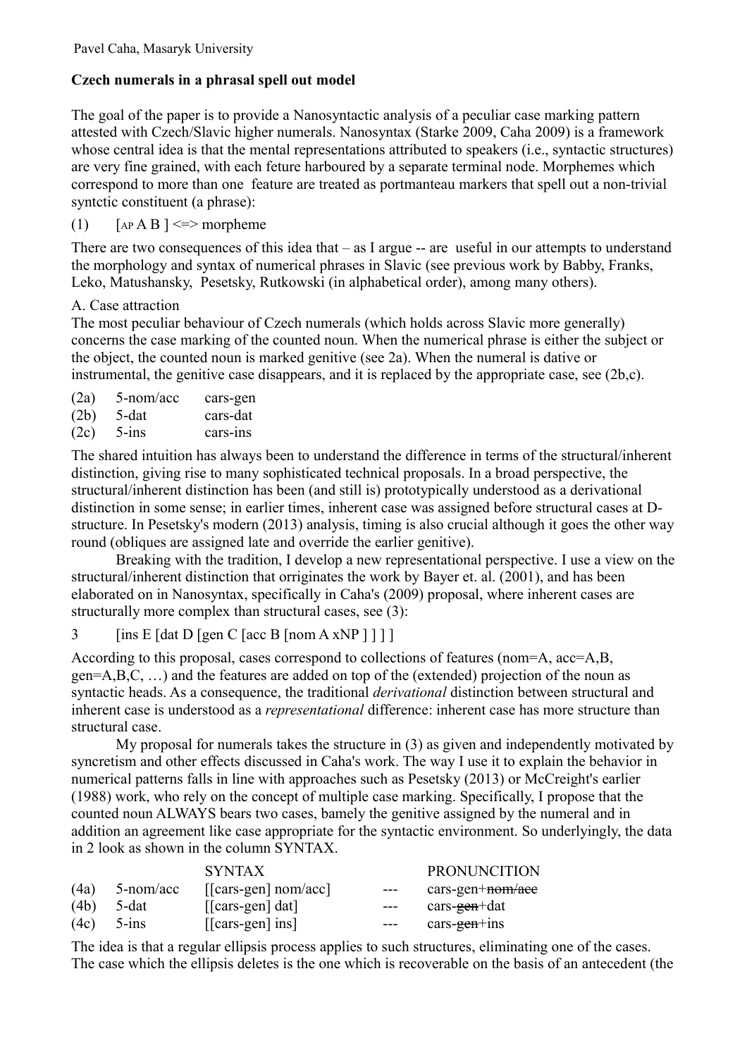Pavel Caha, Masaryk University

**Czech numerals in a phrasal spell out model**

The goal of the paper is to provide a Nanosyntactic analysis of a peculiar case marking pattern attested with Czech/Slavic higher numerals. Nanosyntax (Starke 2009, Caha 2009) is a framework whose central idea is that the mental representations attributed to speakers (i.e., syntactic structures) are very fine grained, with each feture harbou red by a separate terminal node. Morphemes which correspond to more than one feature are treated as portmanteau markers that spell out a non-trivial syntctic constituent (a phrase):

(1) [$_{AP}$ A B ] <=> morpheme

There are two consequences of this idea that – as I argue -- are useful in our attempts to understand the morphology and syntax of numerical phrases in Slavic (see previous work by Babby, Franks, Leko, Matushansky, Pesetsky, Rutkowski (in alphabetical order), among many others).

A. Case attraction

The most peculiar behaviour of Czech numerals (which holds across Slavic more generally) concerns the case marking of the counted noun. When the numerical phrase is either the subject or the object, the counted noun is marked genitive (see 2a). When the numeral is dative or instrumental, the genitive case disappears, and it is replaced by the appropriate case, see (2b,c).

(2a) 5-nom/acc cars-gen
(2b) 5-dat cars-dat
(2c) 5-ins cars-ins

The shared intuition has always been to understand the difference in terms of the structural/inherent distinction, giving rise to many sophisticated technical proposals. In a broad perspective, the structural/inherent distinction has been (and still is) prototypically understood as a derivational distinction in some sense; in earlier times, inherent case was assigned before structural cases at D-structure. In Pesetsky's modern (2013) analysis, timing is also crucial although it goes the other way round (obliques are assigned late and override the earlier genitive).

Breaking with the tradition, I develop a new representational perspective. I use a view on the structural/inherent distinction that orriginates the work by Bayer et. al. (2001), and has been elaborated on in Nanosyntax, specifically in Caha's (2009) proposal, where inherent cases are structurally more complex than structural cases, see (3):

3 [ins E [dat D [gen C [acc B [nom A xNP ] ] ] ] ]

According to this proposal, cases correspond to collections of features (nom=A, acc=A,B, gen=A,B,C, …) and the features are added on top of the (extended) projection of the noun as syntactic heads. As a consequence, the traditional *derivational* distinction between structural and inherent case is understood as a *representational* difference: inherent case has more structure than structural case.

My proposal for numerals takes the structure in (3) as given and independently motivated by syncretism and other effects discussed in Caha's work. The way I use it to explain the behavior in numerical patterns falls in line with approaches such as Pesetsky (2013) or McCreight's earlier (1988) work, who rely on the concept of multiple case marking. Specifically, I propose that the counted noun ALWAYS bears two cases, bamely the genitive assigned by the numeral and in addition an agreement like case appropriate for the syntactic environment. So underlyingly, the data in 2 look as shown in the column SYNTAX.

| | | SYNTAX | | PRONUNCITION |
|---|---|---|---|---|
| (4a) | 5-nom/acc | [[cars-gen] nom/acc] | --- | cars-gen+~~nom/acc~~ |
| (4b) | 5-dat | [[cars-gen] dat] | --- | cars-~~gen~~+dat |
| (4c) | 5-ins | [[cars-gen] ins] | --- | cars-~~gen~~+ins |

The idea is that a regular ellipsis process applies to such structures, eliminating one of the cases. The case which the ellipsis deletes is the one which is recoverable on the basis of an antecedent (the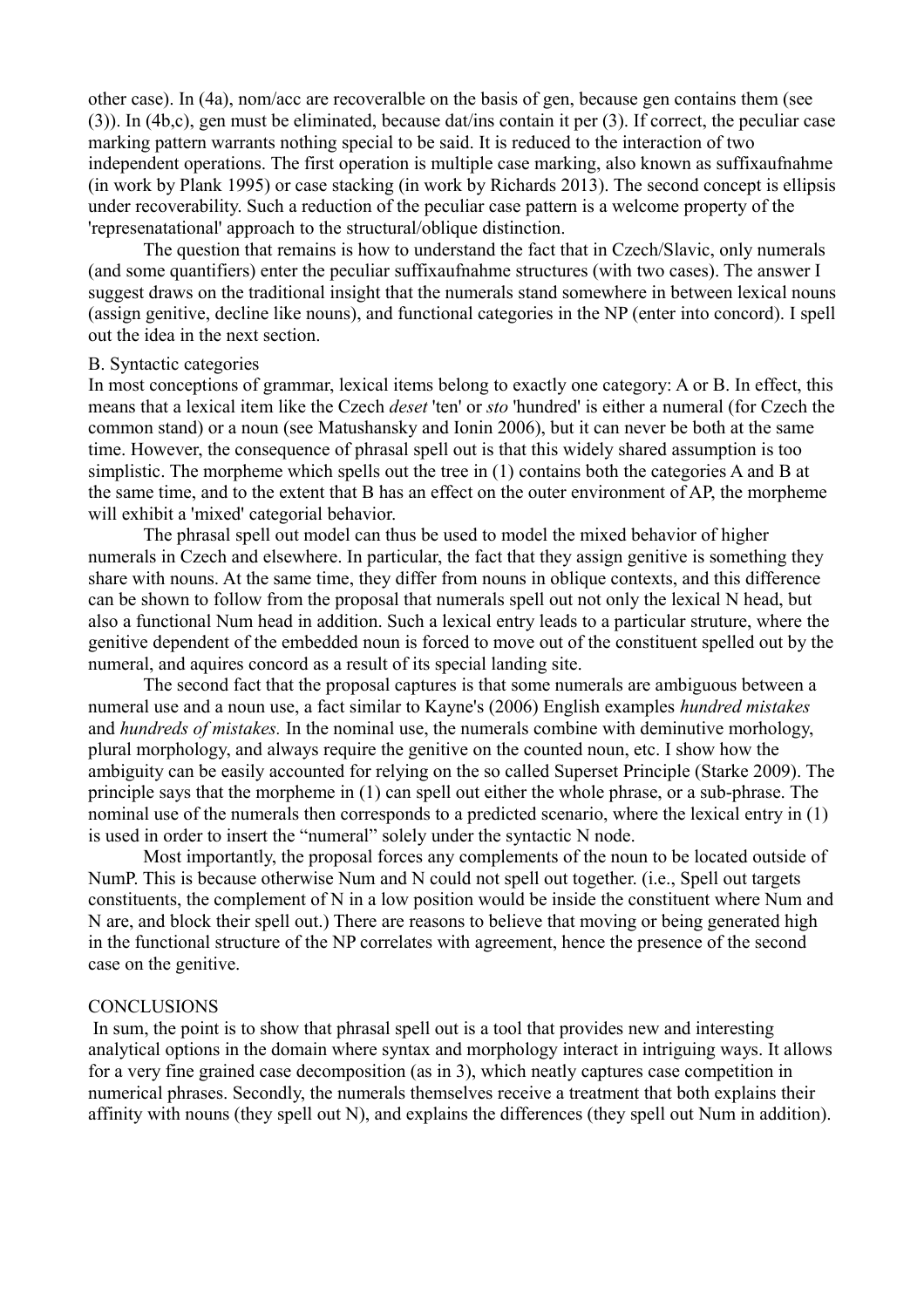other case). In (4a), nom/acc are recoveralble on the basis of gen, because gen contains them (see (3)). In (4b,c), gen must be eliminated, because dat/ins contain it per (3). If correct, the peculiar case marking pattern warrants nothing special to be said. It is reduced to the interaction of two independent operations. The first operation is multiple case marking, also known as suffixaufnahme (in work by Plank 1995) or case stacking (in work by Richards 2013). The second concept is ellipsis under recoverability. Such a reduction of the peculiar case pattern is a welcome property of the 'represenatational' approach to the structural/oblique distinction.

The question that remains is how to understand the fact that in Czech/Slavic, only numerals (and some quantifiers) enter the peculiar suffixaufnahme structures (with two cases). The answer I suggest draws on the traditional insight that the numerals stand somewhere in between lexical nouns (assign genitive, decline like nouns), and functional categories in the NP (enter into concord). I spell out the idea in the next section.

B. Syntactic categories

In most conceptions of grammar, lexical items belong to exactly one category: A or B. In effect, this means that a lexical item like the Czech *deset* 'ten' or *sto* 'hundred' is either a numeral (for Czech the common stand) or a noun (see Matushansky and Ionin 2006), but it can never be both at the same time. However, the consequence of phrasal spell out is that this widely shared assumption is too simplistic. The morpheme which spells out the tree in (1) contains both the categories A and B at the same time, and to the extent that B has an effect on the outer environment of AP, the morpheme will exhibit a 'mixed' categorial behavior.

The phrasal spell out model can thus be used to model the mixed behavior of higher numerals in Czech and elsewhere. In particular, the fact that they assign genitive is something they share with nouns. At the same time, they differ from nouns in oblique contexts, and this difference can be shown to follow from the proposal that numerals spell out not only the lexical N head, but also a functional Num head in addition. Such a lexical entry leads to a particular struture, where the genitive dependent of the embedded noun is forced to move out of the constituent spelled out by the numeral, and aquires concord as a result of its special landing site.

The second fact that the proposal captures is that some numerals are ambiguous between a numeral use and a noun use, a fact similar to Kayne's (2006) English examples *hundred mistakes* and *hundreds of mistakes.* In the nominal use, the numerals combine with deminutive morhology, plural morphology, and always require the genitive on the counted noun, etc. I show how the ambiguity can be easily accounted for relying on the so called Superset Principle (Starke 2009). The principle says that the morpheme in (1) can spell out either the whole phrase, or a sub-phrase. The nominal use of the numerals then corresponds to a predicted scenario, where the lexical entry in (1) is used in order to insert the "numeral" solely under the syntactic N node.

Most importantly, the proposal forces any complements of the noun to be located outside of NumP. This is because otherwise Num and N could not spell out together. (i.e., Spell out targets constituents, the complement of N in a low position would be inside the constituent where Num and N are, and block their spell out.) There are reasons to believe that moving or being generated high in the functional structure of the NP correlates with agreement, hence the presence of the second case on the genitive.

CONCLUSIONS

In sum, the point is to show that phrasal spell out is a tool that provides new and interesting analytical options in the domain where syntax and morphology interact in intriguing ways. It allows for a very fine grained case decomposition (as in 3), which neatly captures case competition in numerical phrases. Secondly, the numerals themselves receive a treatment that both explains their affinity with nouns (they spell out N), and explains the differences (they spell out Num in addition).